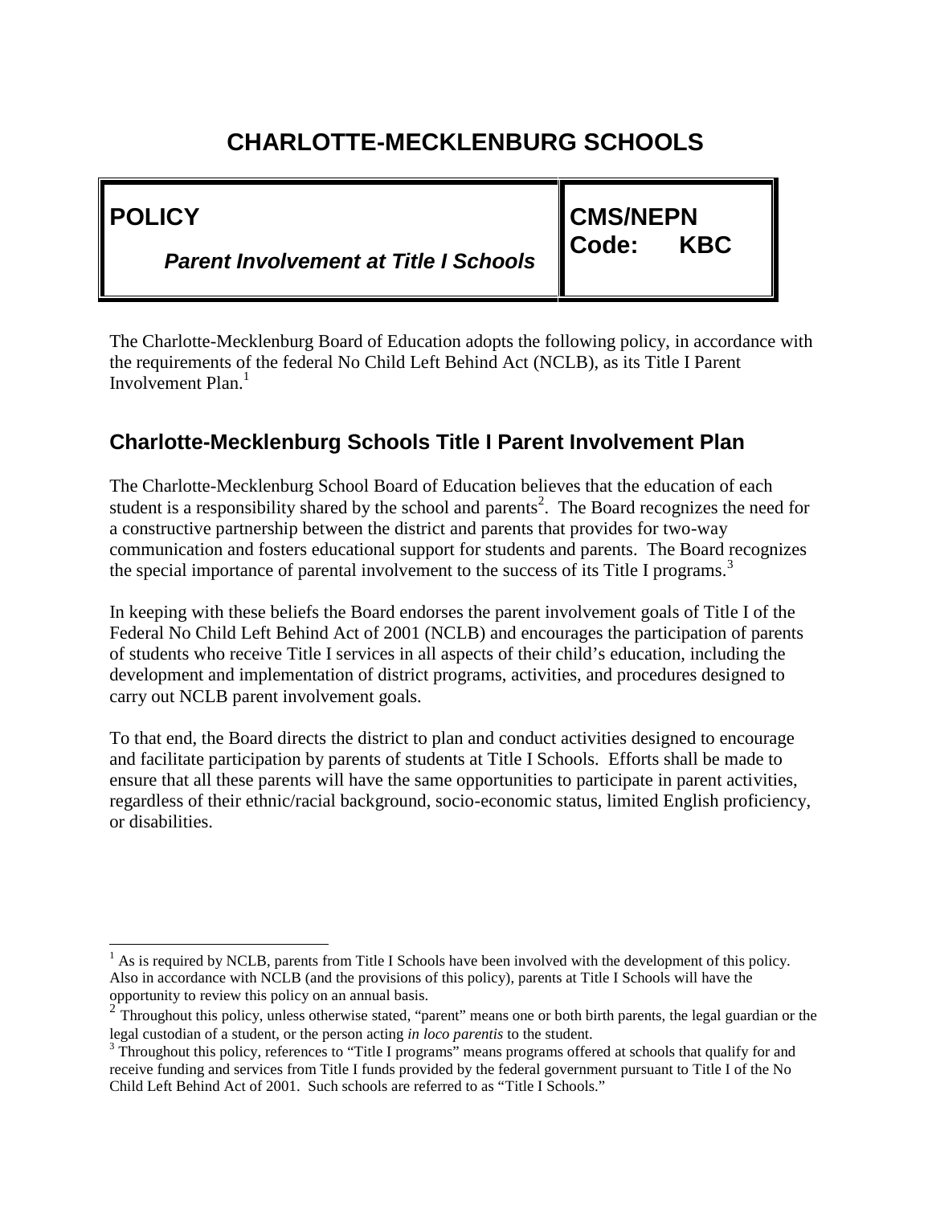# CHARLOTTE-MECKLENBURG SCHOOLS

| POLICY<br>***Parent Involvement at Title I Schools*** | **CMS/NEPN Code: KBC** |
|---|---|

The Charlotte-Mecklenburg Board of Education adopts the following policy, in accordance with the requirements of the federal No Child Left Behind Act (NCLB), as its Title I Parent Involvement Plan.[1]

## Charlotte-Mecklenburg Schools Title I Parent Involvement Plan

The Charlotte-Mecklenburg School Board of Education believes that the education of each student is a responsibility shared by the school and parents[2]. The Board recognizes the need for a constructive partnership between the district and parents that provides for two-way communication and fosters educational support for students and parents. The Board recognizes the special importance of parental involvement to the success of its Title I programs.[3]

In keeping with these beliefs the Board endorses the parent involvement goals of Title I of the Federal No Child Left Behind Act of 2001 (NCLB) and encourages the participation of parents of students who receive Title I services in all aspects of their child's education, including the development and implementation of district programs, activities, and procedures designed to carry out NCLB parent involvement goals.

To that end, the Board directs the district to plan and conduct activities designed to encourage and facilitate participation by parents of students at Title I Schools. Efforts shall be made to ensure that all these parents will have the same opportunities to participate in parent activities, regardless of their ethnic/racial background, socio-economic status, limited English proficiency, or disabilities.

---

[1] As is required by NCLB, parents from Title I Schools have been involved with the development of this policy. Also in accordance with NCLB (and the provisions of this policy), parents at Title I Schools will have the opportunity to review this policy on an annual basis.

[2] Throughout this policy, unless otherwise stated, "parent" means one or both birth parents, the legal guardian or the legal custodian of a student, or the person acting *in loco parentis* to the student.

[3] Throughout this policy, references to "Title I programs" means programs offered at schools that qualify for and receive funding and services from Title I funds provided by the federal government pursuant to Title I of the No Child Left Behind Act of 2001. Such schools are referred to as "Title I Schools."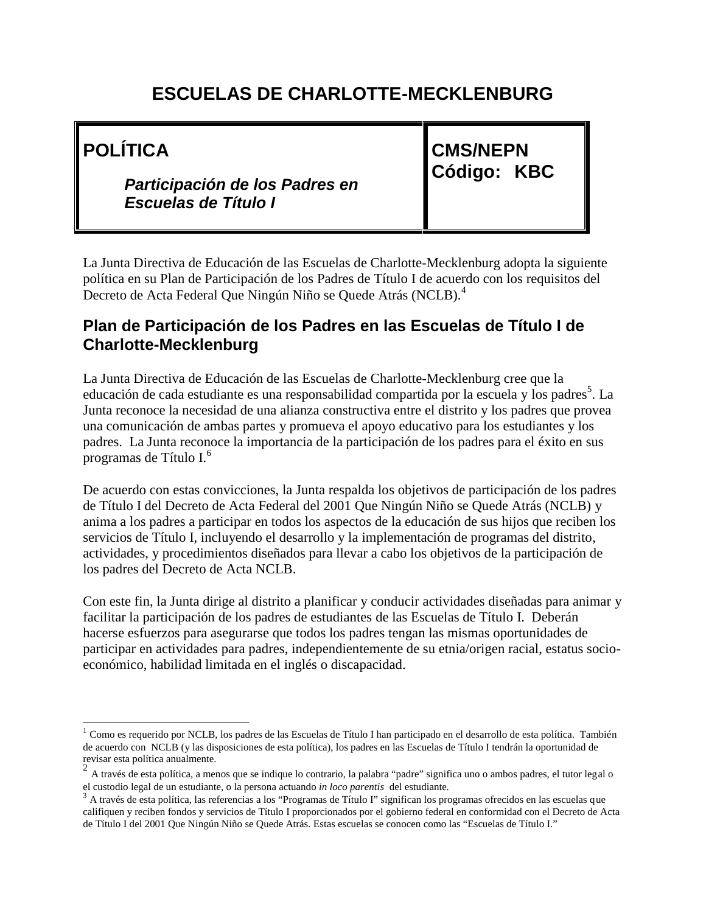# ESCUELAS DE CHARLOTTE-MECKLENBURG

| **POLÍTICA**<br><br>***Participación de los Padres en Escuelas de Título I*** | **CMS/NEPN Código: KBC** |
| --- | --- |

La Junta Directiva de Educación de las Escuelas de Charlotte-Mecklenburg adopta la siguiente política en su Plan de Participación de los Padres de Título I de acuerdo con los requisitos del Decreto de Acta Federal Que Ningún Niño se Quede Atrás (NCLB).[4]

## Plan de Participación de los Padres en las Escuelas de Título I de Charlotte-Mecklenburg

La Junta Directiva de Educación de las Escuelas de Charlotte-Mecklenburg cree que la educación de cada estudiante es una responsabilidad compartida por la escuela y los padres[5]. La Junta reconoce la necesidad de una alianza constructiva entre el distrito y los padres que provea una comunicación de ambas partes y promueva el apoyo educativo para los estudiantes y los padres. La Junta reconoce la importancia de la participación de los padres para el éxito en sus programas de Título I.[6]

De acuerdo con estas convicciones, la Junta respalda los objetivos de participación de los padres de Título I del Decreto de Acta Federal del 2001 Que Ningún Niño se Quede Atrás (NCLB) y anima a los padres a participar en todos los aspectos de la educación de sus hijos que reciben los servicios de Título I, incluyendo el desarrollo y la implementación de programas del distrito, actividades, y procedimientos diseñados para llevar a cabo los objetivos de la participación de los padres del Decreto de Acta NCLB.

Con este fin, la Junta dirige al distrito a planificar y conducir actividades diseñadas para animar y facilitar la participación de los padres de estudiantes de las Escuelas de Título I. Deberán hacerse esfuerzos para asegurarse que todos los padres tengan las mismas oportunidades de participar en actividades para padres, independientemente de su etnia/origen racial, estatus socio-económico, habilidad limitada en el inglés o discapacidad.

---

[1] Como es requerido por NCLB, los padres de las Escuelas de Título I han participado en el desarrollo de esta política. También de acuerdo con NCLB (y las disposiciones de esta política), los padres en las Escuelas de Título I tendrán la oportunidad de revisar esta política anualmente.

[2] A través de esta política, a menos que se indique lo contrario, la palabra "padre" significa uno o ambos padres, el tutor legal o el custodio legal de un estudiante, o la persona actuando *in loco parentis* del estudiante.

[3] A través de esta política, las referencias a los "Programas de Título I" significan los programas ofrecidos en las escuelas que califiquen y reciben fondos y servicios de Título I proporcionados por el gobierno federal en conformidad con el Decreto de Acta de Título I del 2001 Que Ningún Niño se Quede Atrás. Estas escuelas se conocen como las "Escuelas de Título I."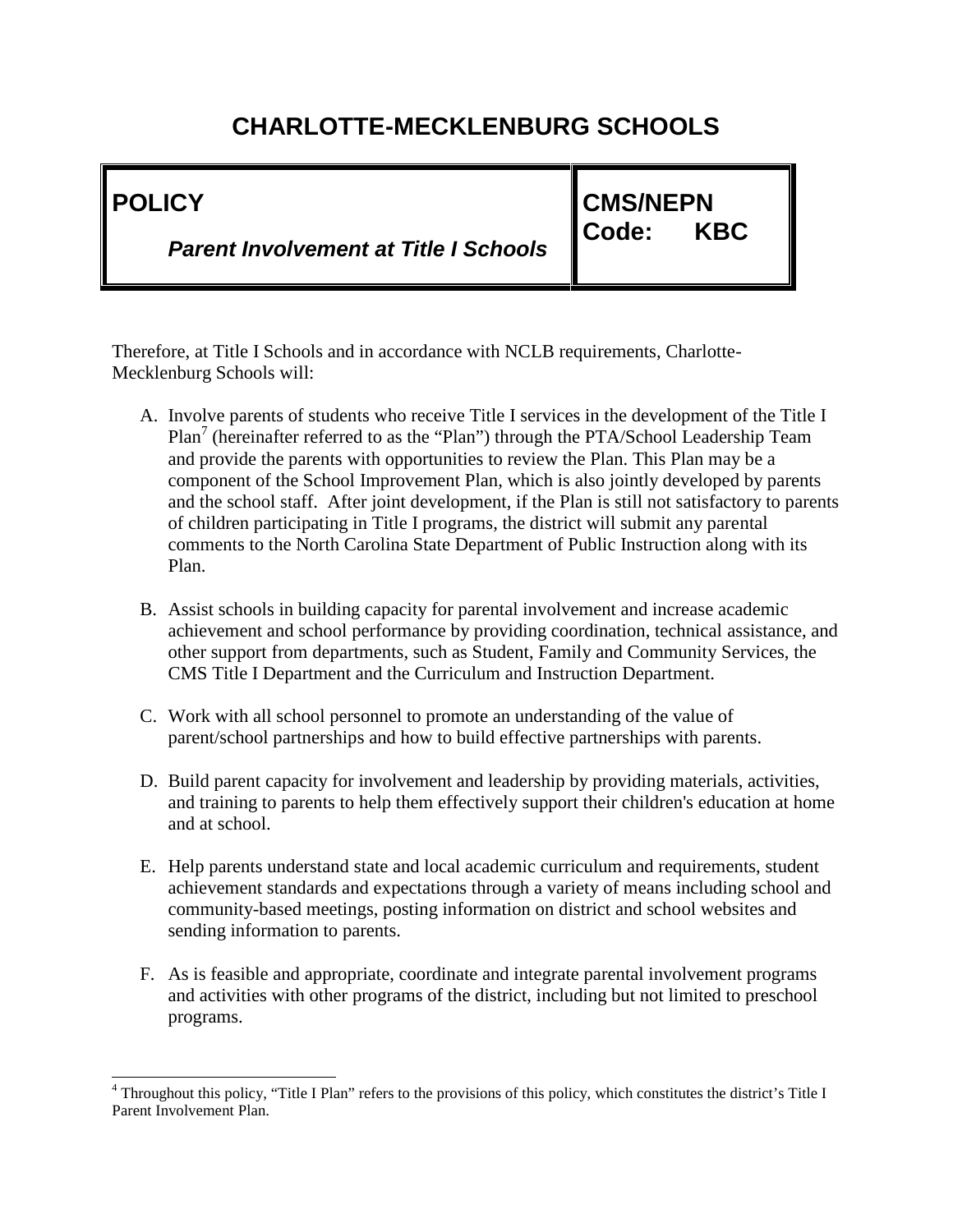# CHARLOTTE-MECKLENBURG SCHOOLS

| **POLICY** | **CMS/NEPN** |
|---|---|
| ***Parent Involvement at Title I Schools*** | **Code: KBC** |

Therefore, at Title I Schools and in accordance with NCLB requirements, Charlotte-Mecklenburg Schools will:

A. Involve parents of students who receive Title I services in the development of the Title I Plan[7] (hereinafter referred to as the "Plan") through the PTA/School Leadership Team and provide the parents with opportunities to review the Plan. This Plan may be a component of the School Improvement Plan, which is also jointly developed by parents and the school staff. After joint development, if the Plan is still not satisfactory to parents of children participating in Title I programs, the district will submit any parental comments to the North Carolina State Department of Public Instruction along with its Plan.

B. Assist schools in building capacity for parental involvement and increase academic achievement and school performance by providing coordination, technical assistance, and other support from departments, such as Student, Family and Community Services, the CMS Title I Department and the Curriculum and Instruction Department.

C. Work with all school personnel to promote an understanding of the value of parent/school partnerships and how to build effective partnerships with parents.

D. Build parent capacity for involvement and leadership by providing materials, activities, and training to parents to help them effectively support their children's education at home and at school.

E. Help parents understand state and local academic curriculum and requirements, student achievement standards and expectations through a variety of means including school and community-based meetings, posting information on district and school websites and sending information to parents.

F. As is feasible and appropriate, coordinate and integrate parental involvement programs and activities with other programs of the district, including but not limited to preschool programs.

---

[4] Throughout this policy, "Title I Plan" refers to the provisions of this policy, which constitutes the district's Title I Parent Involvement Plan.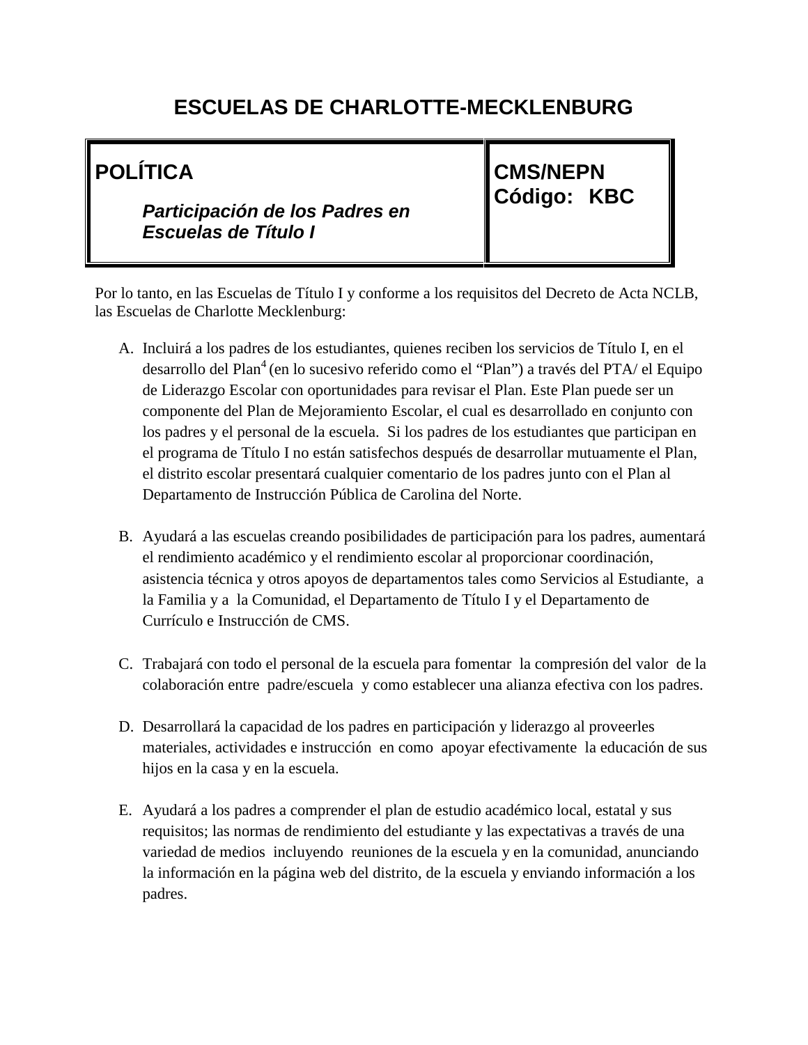# ESCUELAS DE CHARLOTTE-MECKLENBURG

| **POLÍTICA**<br><br>***Participación de los Padres en Escuelas de Título I*** | **CMS/NEPN Código: KBC** |
| --- | --- |

Por lo tanto, en las Escuelas de Título I y conforme a los requisitos del Decreto de Acta NCLB, las Escuelas de Charlotte Mecklenburg:

A. Incluirá a los padres de los estudiantes, quienes reciben los servicios de Título I, en el desarrollo del Plan[4] (en lo sucesivo referido como el "Plan") a través del PTA/ el Equipo de Liderazgo Escolar con oportunidades para revisar el Plan. Este Plan puede ser un componente del Plan de Mejoramiento Escolar, el cual es desarrollado en conjunto con los padres y el personal de la escuela. Si los padres de los estudiantes que participan en el programa de Título I no están satisfechos después de desarrollar mutuamente el Plan, el distrito escolar presentará cualquier comentario de los padres junto con el Plan al Departamento de Instrucción Pública de Carolina del Norte.

B. Ayudará a las escuelas creando posibilidades de participación para los padres, aumentará el rendimiento académico y el rendimiento escolar al proporcionar coordinación, asistencia técnica y otros apoyos de departamentos tales como Servicios al Estudiante, a la Familia y a la Comunidad, el Departamento de Título I y el Departamento de Currículo e Instrucción de CMS.

C. Trabajará con todo el personal de la escuela para fomentar la compresión del valor de la colaboración entre padre/escuela y como establecer una alianza efectiva con los padres.

D. Desarrollará la capacidad de los padres en participación y liderazgo al proveerles materiales, actividades e instrucción en como apoyar efectivamente la educación de sus hijos en la casa y en la escuela.

E. Ayudará a los padres a comprender el plan de estudio académico local, estatal y sus requisitos; las normas de rendimiento del estudiante y las expectativas a través de una variedad de medios incluyendo reuniones de la escuela y en la comunidad, anunciando la información en la página web del distrito, de la escuela y enviando información a los padres.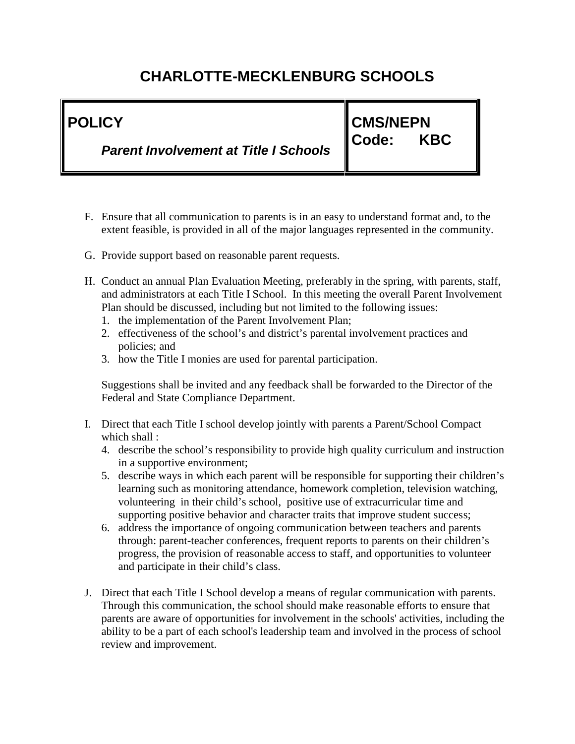# CHARLOTTE-MECKLENBURG SCHOOLS

| **POLICY** *Parent Involvement at Title I Schools* | **CMS/NEPN Code: KBC** |
|---|---|

F. Ensure that all communication to parents is in an easy to understand format and, to the extent feasible, is provided in all of the major languages represented in the community.

G. Provide support based on reasonable parent requests.

H. Conduct an annual Plan Evaluation Meeting, preferably in the spring, with parents, staff, and administrators at each Title I School. In this meeting the overall Parent Involvement Plan should be discussed, including but not limited to the following issues:
   1. the implementation of the Parent Involvement Plan;
   2. effectiveness of the school's and district's parental involvement practices and policies; and
   3. how the Title I monies are used for parental participation.

   Suggestions shall be invited and any feedback shall be forwarded to the Director of the Federal and State Compliance Department.

I. Direct that each Title I school develop jointly with parents a Parent/School Compact which shall :
   4. describe the school's responsibility to provide high quality curriculum and instruction in a supportive environment;
   5. describe ways in which each parent will be responsible for supporting their children's learning such as monitoring attendance, homework completion, television watching, volunteering in their child's school, positive use of extracurricular time and supporting positive behavior and character traits that improve student success;
   6. address the importance of ongoing communication between teachers and parents through: parent-teacher conferences, frequent reports to parents on their children's progress, the provision of reasonable access to staff, and opportunities to volunteer and participate in their child's class.

J. Direct that each Title I School develop a means of regular communication with parents. Through this communication, the school should make reasonable efforts to ensure that parents are aware of opportunities for involvement in the schools' activities, including the ability to be a part of each school's leadership team and involved in the process of school review and improvement.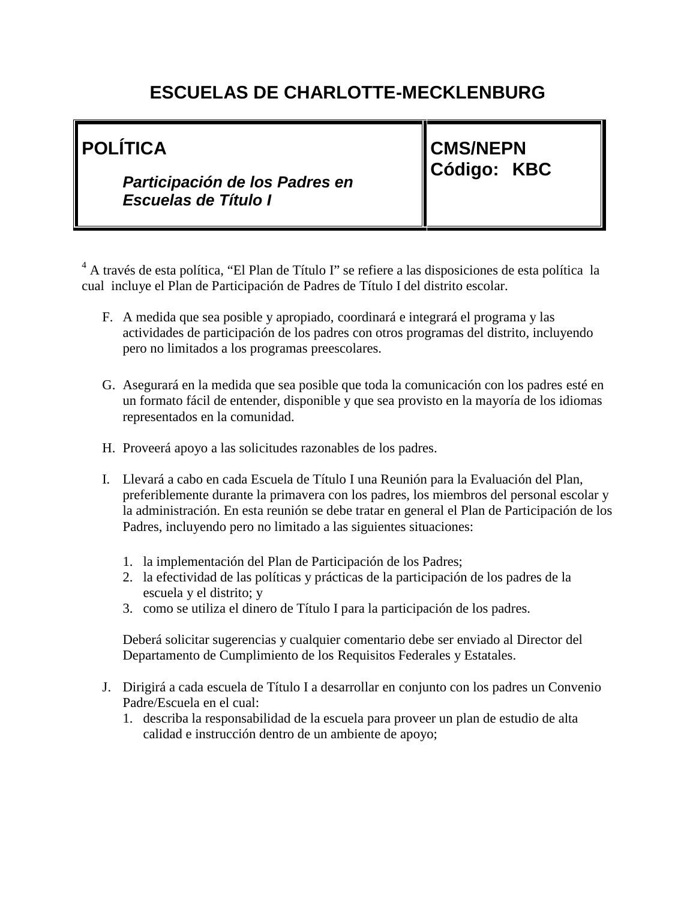# ESCUELAS DE CHARLOTTE-MECKLENBURG

| POLÍTICA<br><br>*Participación de los Padres en Escuelas de Título I* | CMS/NEPN<br>Código: KBC |
|---|---|

[4] A través de esta política, “El Plan de Título I” se refiere a las disposiciones de esta política la cual incluye el Plan de Participación de Padres de Título I del distrito escolar.

F. A medida que sea posible y apropiado, coordinará e integrará el programa y las actividades de participación de los padres con otros programas del distrito, incluyendo pero no limitados a los programas preescolares.

G. Asegurará en la medida que sea posible que toda la comunicación con los padres esté en un formato fácil de entender, disponible y que sea provisto en la mayoría de los idiomas representados en la comunidad.

H. Proveerá apoyo a las solicitudes razonables de los padres.

I. Llevará a cabo en cada Escuela de Título I una Reunión para la Evaluación del Plan, preferiblemente durante la primavera con los padres, los miembros del personal escolar y la administración. En esta reunión se debe tratar en general el Plan de Participación de los Padres, incluyendo pero no limitado a las siguientes situaciones:

   1. la implementación del Plan de Participación de los Padres;
   2. la efectividad de las políticas y prácticas de la participación de los padres de la escuela y el distrito; y
   3. como se utiliza el dinero de Título I para la participación de los padres.

   Deberá solicitar sugerencias y cualquier comentario debe ser enviado al Director del Departamento de Cumplimiento de los Requisitos Federales y Estatales.

J. Dirigirá a cada escuela de Título I a desarrollar en conjunto con los padres un Convenio Padre/Escuela en el cual:
   1. describa la responsabilidad de la escuela para proveer un plan de estudio de alta calidad e instrucción dentro de un ambiente de apoyo;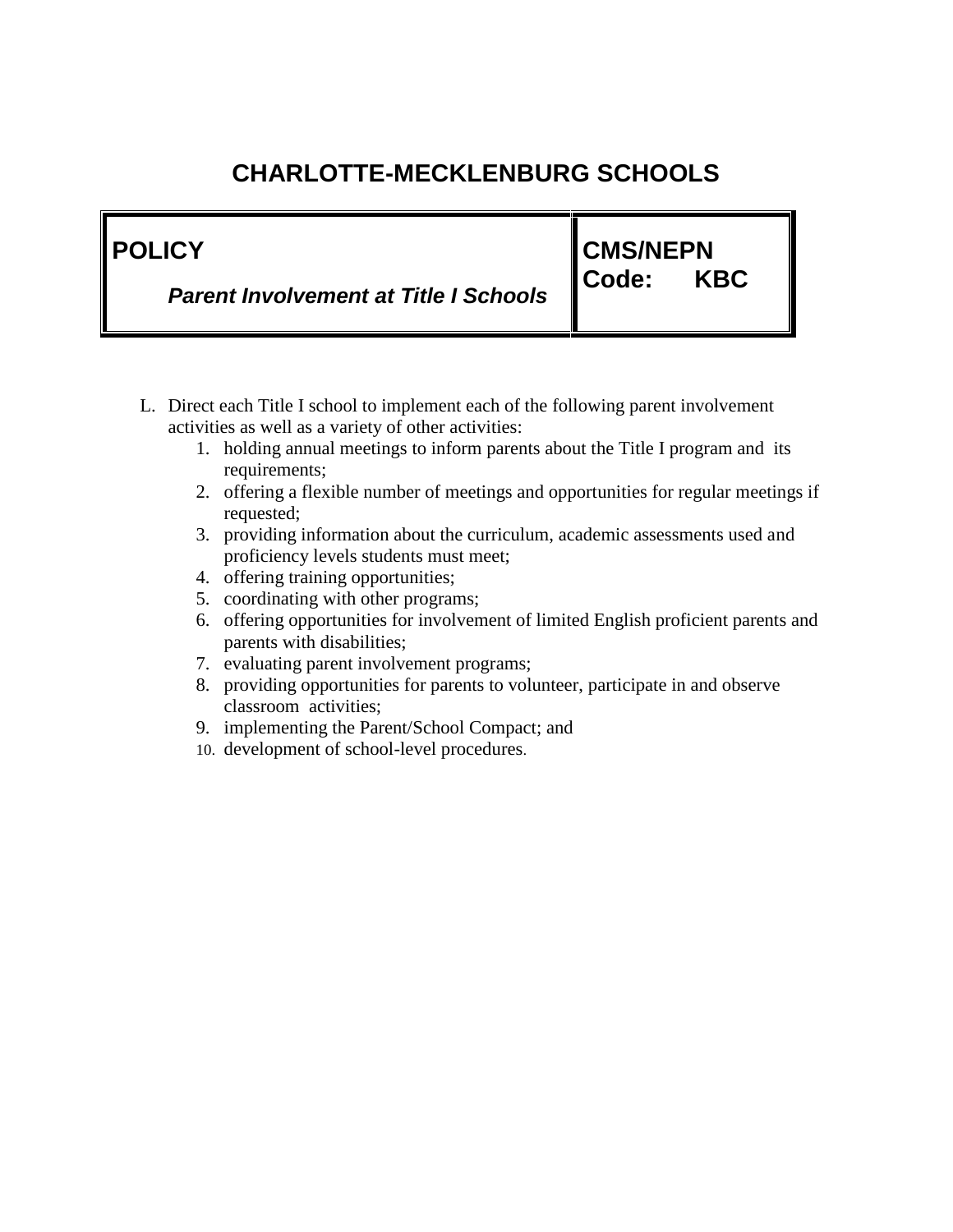# CHARLOTTE-MECKLENBURG SCHOOLS

| POLICY *Parent Involvement at Title I Schools* | CMS/NEPN Code: KBC |
| --- | --- |

L. Direct each Title I school to implement each of the following parent involvement activities as well as a variety of other activities:

1. holding annual meetings to inform parents about the Title I program and its requirements;
2. offering a flexible number of meetings and opportunities for regular meetings if requested;
3. providing information about the curriculum, academic assessments used and proficiency levels students must meet;
4. offering training opportunities;
5. coordinating with other programs;
6. offering opportunities for involvement of limited English proficient parents and parents with disabilities;
7. evaluating parent involvement programs;
8. providing opportunities for parents to volunteer, participate in and observe classroom activities;
9. implementing the Parent/School Compact; and
10. development of school-level procedures.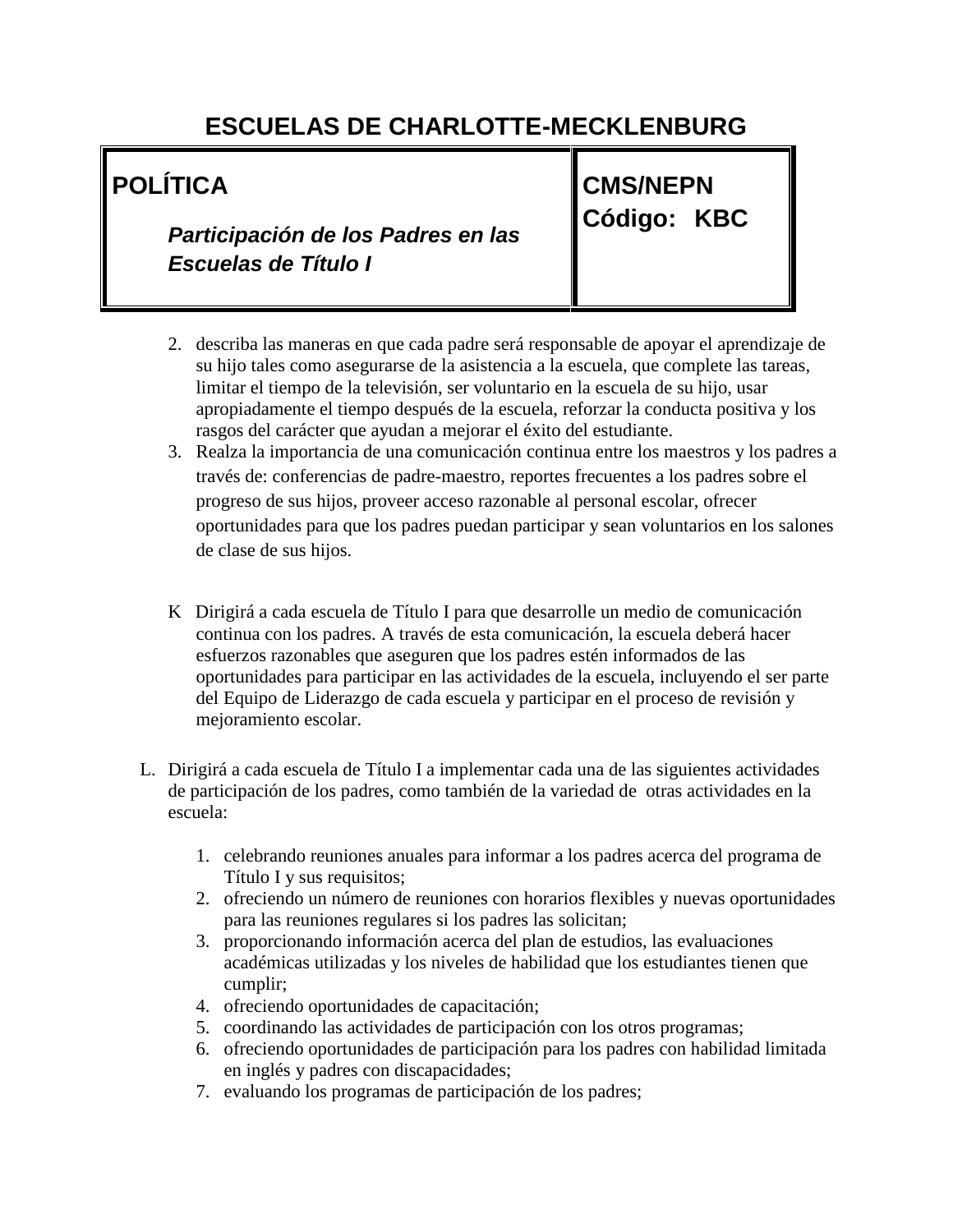# ESCUELAS DE CHARLOTTE-MECKLENBURG

| POLÍTICA *Participación de los Padres en las Escuelas de Título I* | CMS/NEPN Código: KBC |
|---|---|

2. describa las maneras en que cada padre será responsable de apoyar el aprendizaje de su hijo tales como asegurarse de la asistencia a la escuela, que complete las tareas, limitar el tiempo de la televisión, ser voluntario en la escuela de su hijo, usar apropiadamente el tiempo después de la escuela, reforzar la conducta positiva y los rasgos del carácter que ayudan a mejorar el éxito del estudiante.
3. Realza la importancia de una comunicación continua entre los maestros y los padres a través de: conferencias de padre-maestro, reportes frecuentes a los padres sobre el progreso de sus hijos, proveer acceso razonable al personal escolar, ofrecer oportunidades para que los padres puedan participar y sean voluntarios en los salones de clase de sus hijos.

K Dirigirá a cada escuela de Título I para que desarrolle un medio de comunicación continua con los padres. A través de esta comunicación, la escuela deberá hacer esfuerzos razonables que aseguren que los padres estén informados de las oportunidades para participar en las actividades de la escuela, incluyendo el ser parte del Equipo de Liderazgo de cada escuela y participar en el proceso de revisión y mejoramiento escolar.

L. Dirigirá a cada escuela de Título I a implementar cada una de las siguientes actividades de participación de los padres, como también de la variedad de otras actividades en la escuela:

1. celebrando reuniones anuales para informar a los padres acerca del programa de Título I y sus requisitos;
2. ofreciendo un número de reuniones con horarios flexibles y nuevas oportunidades para las reuniones regulares si los padres las solicitan;
3. proporcionando información acerca del plan de estudios, las evaluaciones académicas utilizadas y los niveles de habilidad que los estudiantes tienen que cumplir;
4. ofreciendo oportunidades de capacitación;
5. coordinando las actividades de participación con los otros programas;
6. ofreciendo oportunidades de participación para los padres con habilidad limitada en inglés y padres con discapacidades;
7. evaluando los programas de participación de los padres;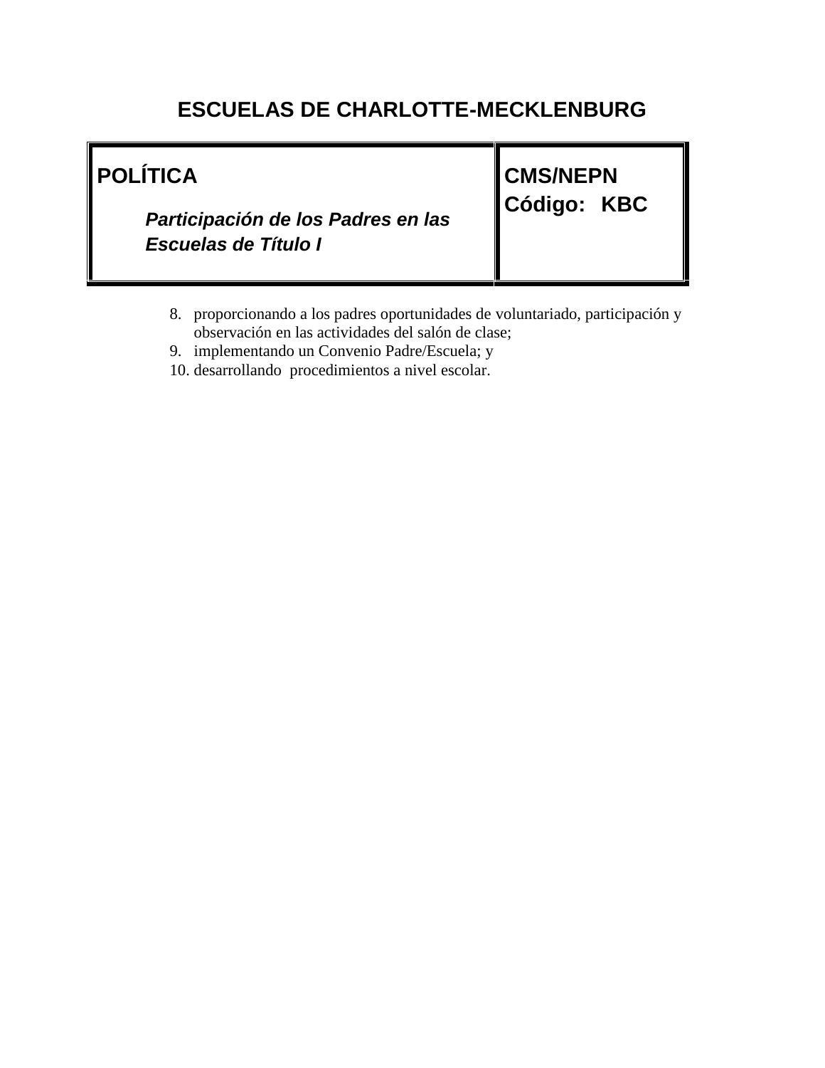8. proporcionando a los padres oportunidades de voluntariado, participación y observación en las actividades del salón de clase;
9. implementando un Convenio Padre/Escuela; y
10. desarrollando procedimientos a nivel escolar.